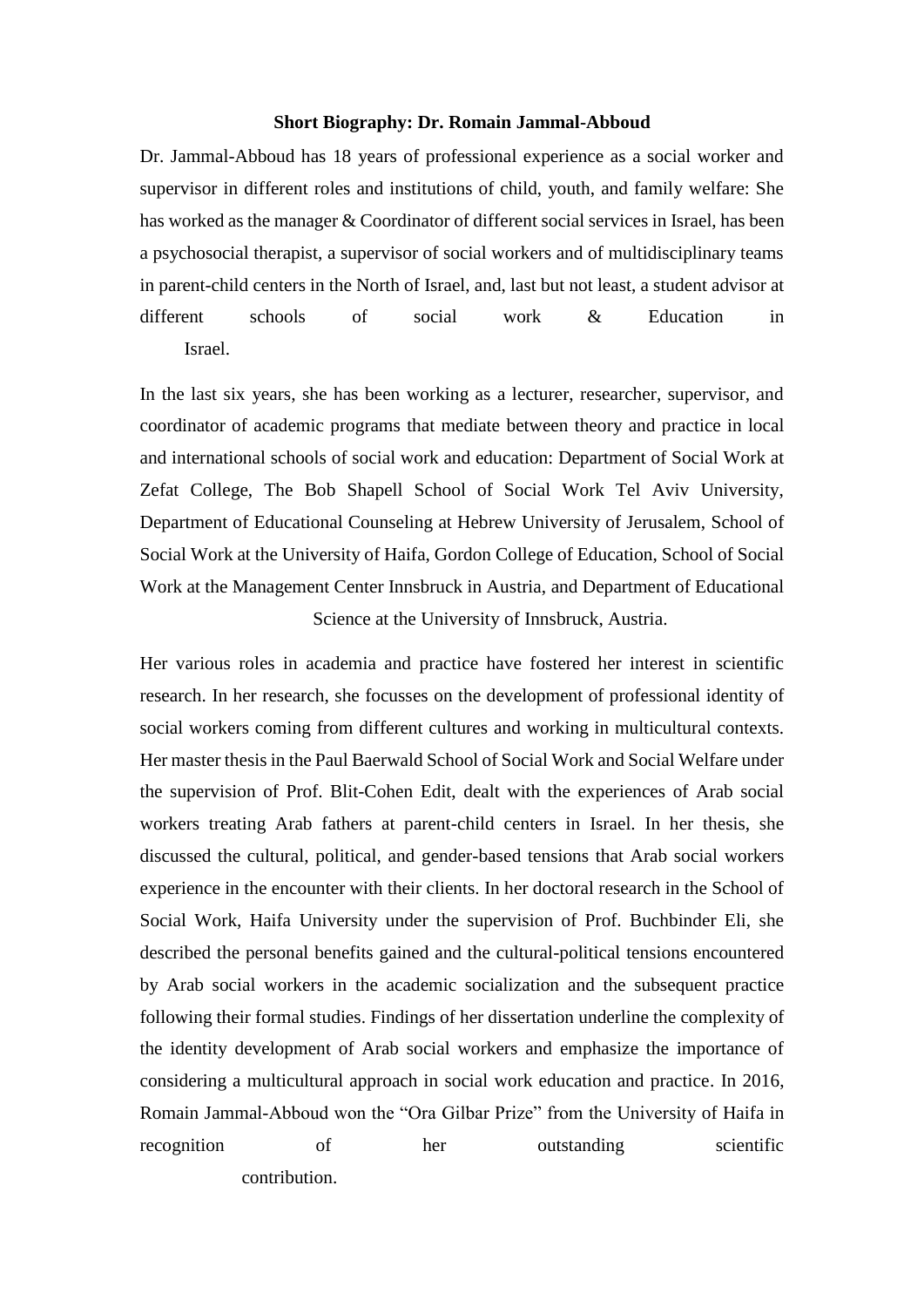**Short Biography: Dr. Romain Jammal-Abboud**

Dr. Jammal-Abboud has 18 years of professional experience as a social worker and supervisor in different roles and institutions of child, youth, and family welfare: She has worked as the manager & Coordinator of different social services in Israel, has been a psychosocial therapist, a supervisor of social workers and of multidisciplinary teams in parent-child centers in the North of Israel, and, last but not least, a student advisor at different schools of social work & Education in Israel.

In the last six years, she has been working as a lecturer, researcher, supervisor, and coordinator of academic programs that mediate between theory and practice in local and international schools of social work and education: Department of Social Work at Zefat College, The Bob Shapell School of Social Work Tel Aviv University, Department of Educational Counseling at Hebrew University of Jerusalem, School of Social Work at the University of Haifa, Gordon College of Education, School of Social Work at the Management Center Innsbruck in Austria, and Department of Educational Science at the University of Innsbruck, Austria.

Her various roles in academia and practice have fostered her interest in scientific research. In her research, she focusses on the development of professional identity of social workers coming from different cultures and working in multicultural contexts. Her master thesis in the Paul Baerwald School of Social Work and Social Welfare under the supervision of Prof. Blit-Cohen Edit, dealt with the experiences of Arab social workers treating Arab fathers at parent-child centers in Israel. In her thesis, she discussed the cultural, political, and gender-based tensions that Arab social workers experience in the encounter with their clients. In her doctoral research in the School of Social Work, Haifa University under the supervision of Prof. Buchbinder Eli, she described the personal benefits gained and the cultural-political tensions encountered by Arab social workers in the academic socialization and the subsequent practice following their formal studies. Findings of her dissertation underline the complexity of the identity development of Arab social workers and emphasize the importance of considering a multicultural approach in social work education and practice. In 2016, Romain Jammal-Abboud won the "Ora Gilbar Prize" from the University of Haifa in recognition of her outstanding scientific contribution.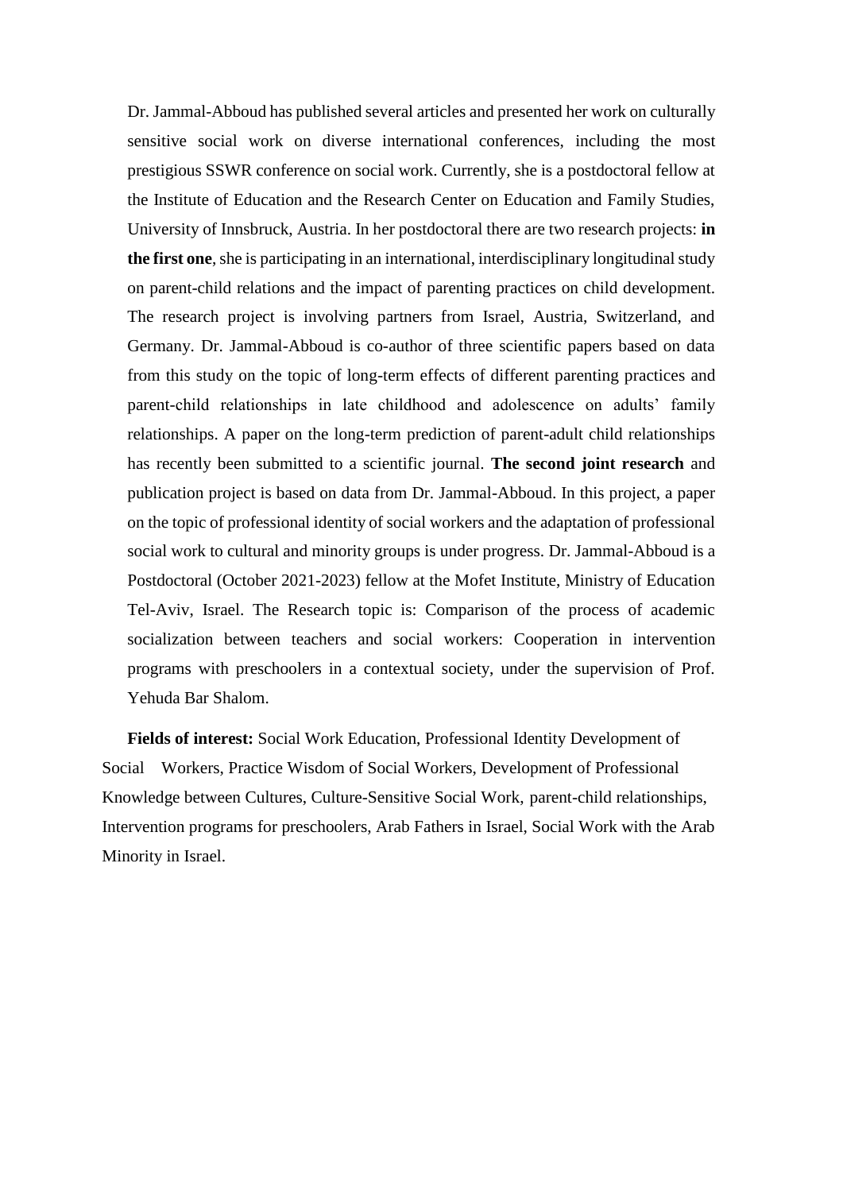Dr. Jammal-Abboud has published several articles and presented her work on culturally sensitive social work on diverse international conferences, including the most prestigious SSWR conference on social work. Currently, she is a postdoctoral fellow at the Institute of Education and the Research Center on Education and Family Studies, University of Innsbruck, Austria. In her postdoctoral there are two research projects: **in the first one**, she is participating in an international, interdisciplinary longitudinal study on parent-child relations and the impact of parenting practices on child development. The research project is involving partners from Israel, Austria, Switzerland, and Germany. Dr. Jammal-Abboud is co-author of three scientific papers based on data from this study on the topic of long-term effects of different parenting practices and parent-child relationships in late childhood and adolescence on adults' family relationships. A paper on the long-term prediction of parent-adult child relationships has recently been submitted to a scientific journal. **The second joint research** and publication project is based on data from Dr. Jammal-Abboud. In this project, a paper on the topic of professional identity of social workers and the adaptation of professional social work to cultural and minority groups is under progress. Dr. Jammal-Abboud is a Postdoctoral (October 2021-2023) fellow at the Mofet Institute, Ministry of Education Tel-Aviv, Israel. The Research topic is: Comparison of the process of academic socialization between teachers and social workers: Cooperation in intervention programs with preschoolers in a contextual society, under the supervision of Prof. Yehuda Bar Shalom.

**Fields of interest:** Social Work Education, Professional Identity Development of Social Workers, Practice Wisdom of Social Workers, Development of Professional Knowledge between Cultures, Culture-Sensitive Social Work, parent-child relationships, Intervention programs for preschoolers, Arab Fathers in Israel, Social Work with the Arab Minority in Israel.